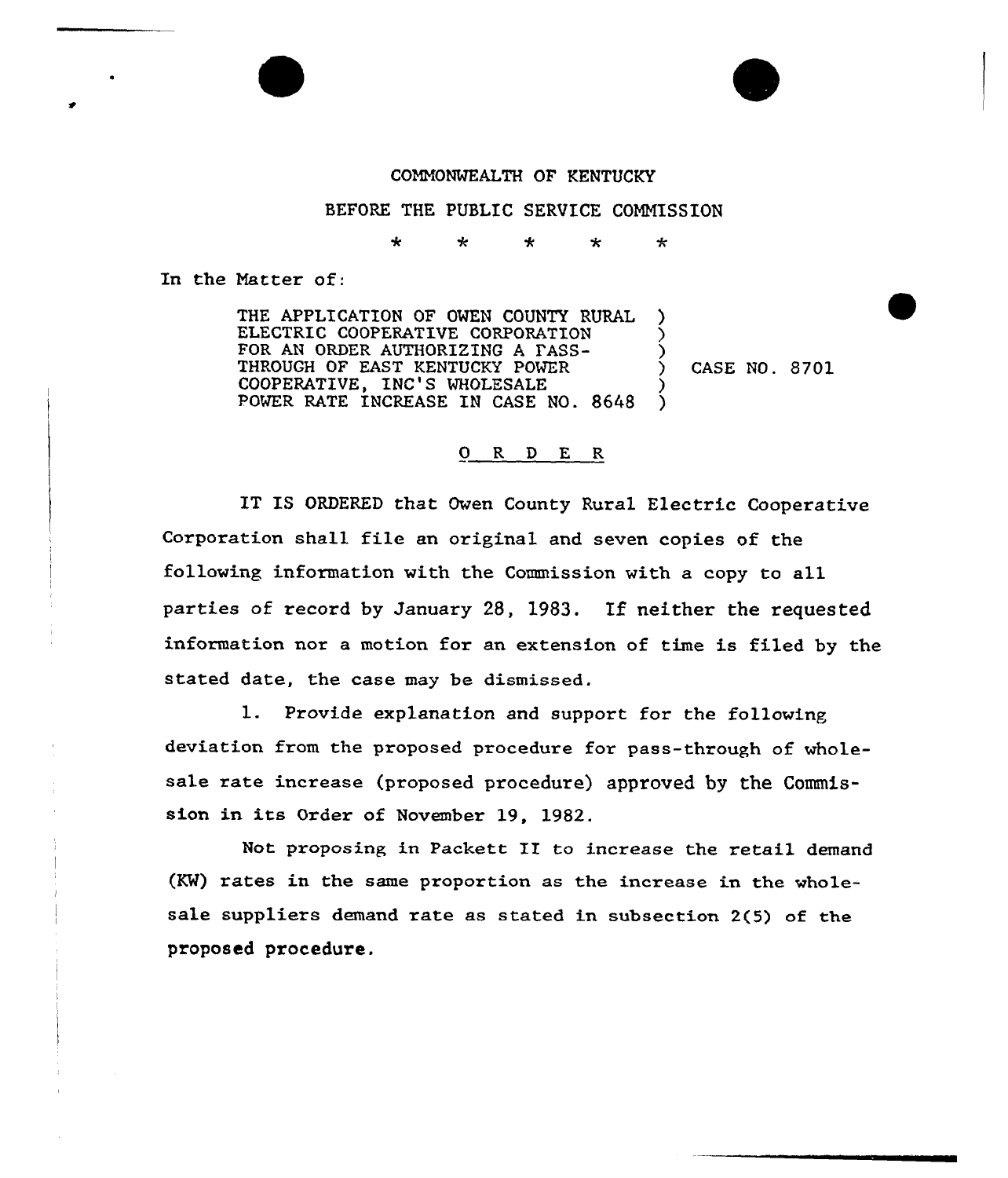COMMONWEALTH OF KENTUCKY

BEFORE THE PUBLIC SERVICE COMMISSION

\* \* \* \* \*

In the Matter of:

THE APPLICATION OF OWEN COUNTY RURAL ELECTRIC COOPERATIVE CORPORATION FOR AN ORDER AUTHORIZING A PASS-THROUGH OF EAST KENTUCKY POWER COOPERATIVE, INC'S WHOLESALE POWER RATE INCREASE IN CASE NO. 8648 ) CASE NO. 8701

O R D E R

IT IS ORDERED that Owen County Rural Electric Cooperative Corporation shall file an original and seven copies of the following information with the Commission with a copy to all parties of record by January 28, 1983. If neither the requested information nor a motion for an extension of time is filed by the stated date, the case may be dismissed.

1. Provide explanation and support for the following deviation from the proposed procedure for pass-through of wholesale rate increase (proposed procedure) approved by the Commission in its Order of November 19, 1982.

Not proposing in Packett II to increase the retail demand (KW) rates in the same proportion as the increase in the wholesale suppliers demand rate as stated in subsection 2(5) of the proposed procedure.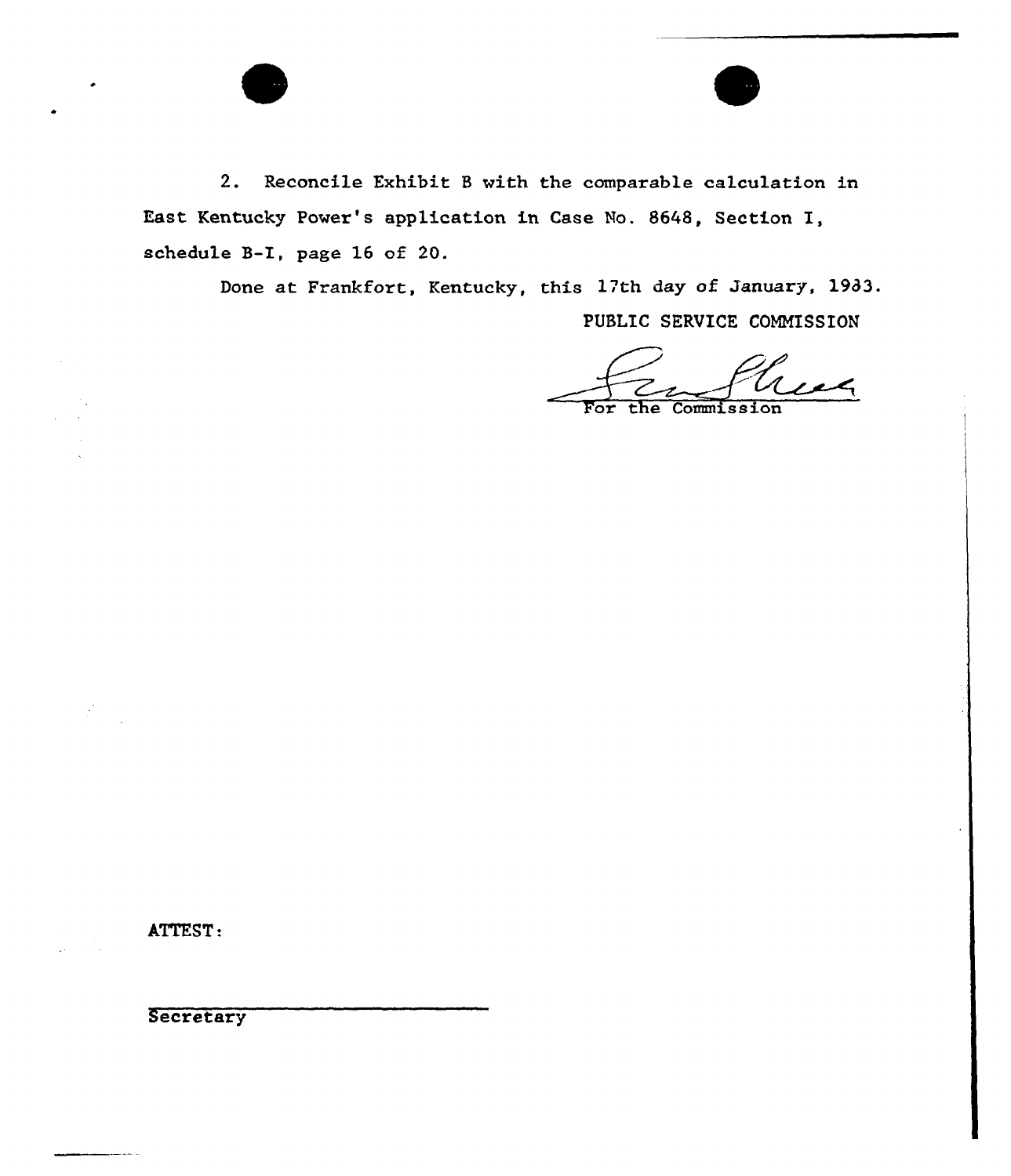2. Reconcile Exhibit B with the comparable calculation in East Kentucky Power's application in Case No. 8648, Section I, schedule B-I, page 16 of 20.

Done at Frankfort, Kentucky, this 17th day of January, 1983.

PUBLIC SERVICE COMMISSION

For the Commission

ATTEST:

Secretary